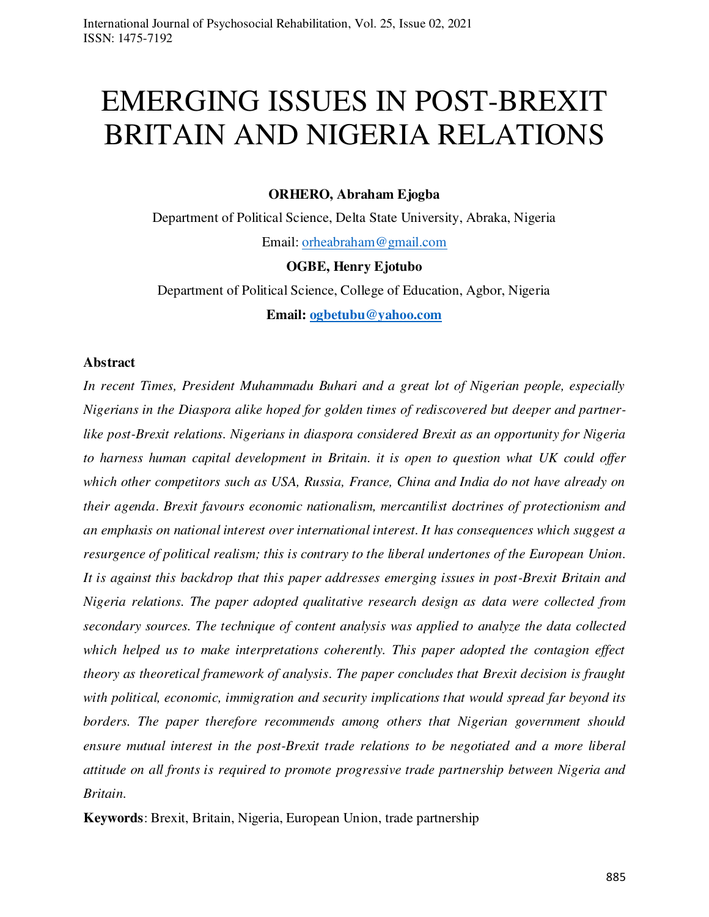# EMERGING ISSUES IN POST-BREXIT BRITAIN AND NIGERIA RELATIONS

**ORHERO, Abraham Ejogba**

Department of Political Science, Delta State University, Abraka, Nigeria

Email: orheabraham@gmail.com

**OGBE, Henry Ejotubo**

Department of Political Science, College of Education, Agbor, Nigeria

**Email: ogbetubu@yahoo.com**

### Abstract

*In recent Times, President Muhammadu Buhari and a great lot of Nigerian people, especially Nigerians in the Diaspora alike hoped for golden times of rediscovered but deeper and partner-like post-Brexit relations. Nigerians in diaspora considered Brexit as an opportunity for Nigeria to harness human capital development in Britain. it is open to question what UK could offer which other competitors such as USA, Russia, France, China and India do not have already on their agenda. Brexit favours economic nationalism, mercantilist doctrines of protectionism and an emphasis on national interest over international interest. It has consequences which suggest a resurgence of political realism; this is contrary to the liberal undertones of the European Union. It is against this backdrop that this paper addresses emerging issues in post-Brexit Britain and Nigeria relations. The paper adopted qualitative research design as data were collected from secondary sources. The technique of content analysis was applied to analyze the data collected which helped us to make interpretations coherently. This paper adopted the contagion effect theory as theoretical framework of analysis. The paper concludes that Brexit decision is fraught with political, economic, immigration and security implications that would spread far beyond its borders. The paper therefore recommends among others that Nigerian government should ensure mutual interest in the post-Brexit trade relations to be negotiated and a more liberal attitude on all fronts is required to promote progressive trade partnership between Nigeria and Britain.*

**Keywords**: Brexit, Britain, Nigeria, European Union, trade partnership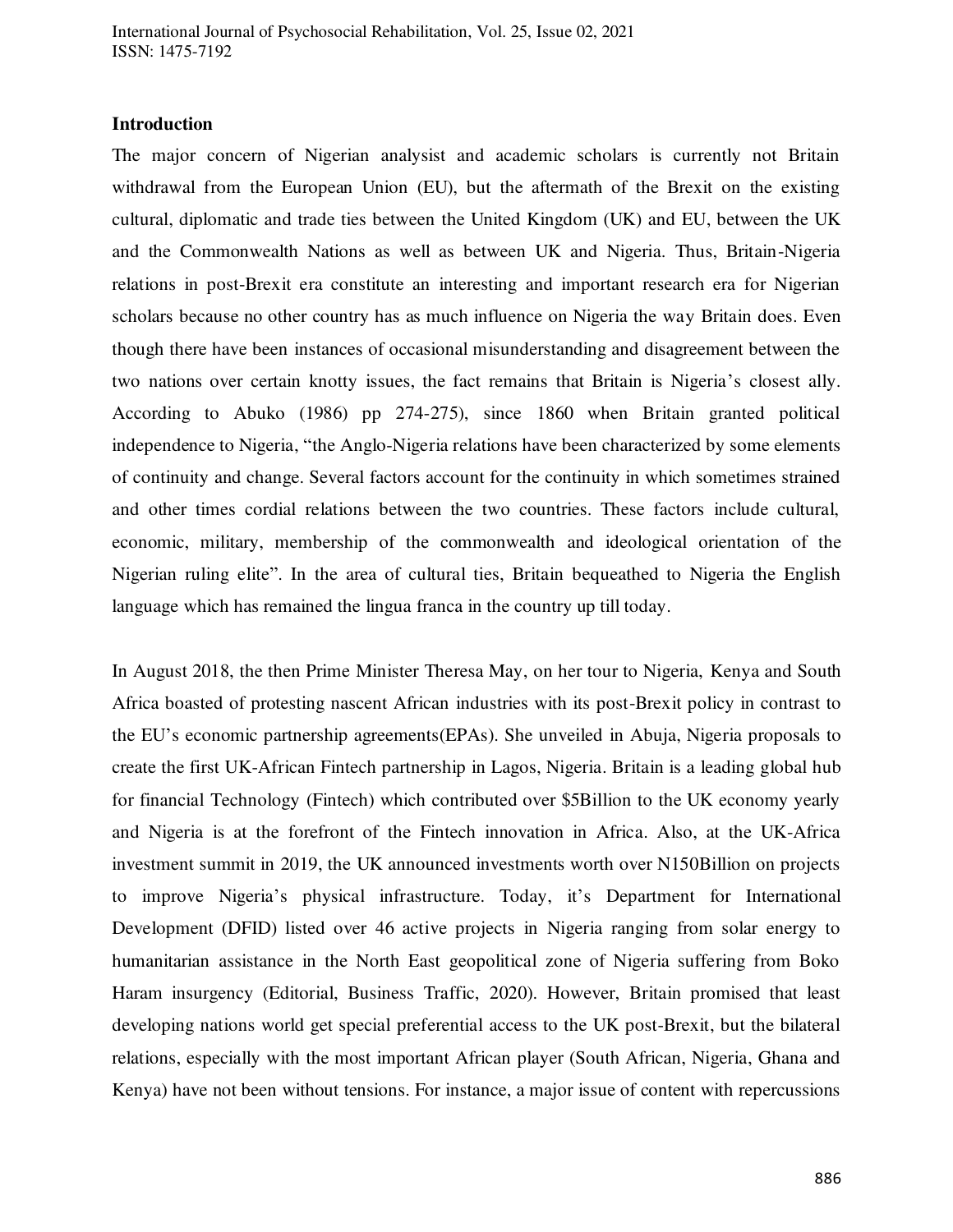### Introduction

The major concern of Nigerian analysist and academic scholars is currently not Britain withdrawal from the European Union (EU), but the aftermath of the Brexit on the existing cultural, diplomatic and trade ties between the United Kingdom (UK) and EU, between the UK and the Commonwealth Nations as well as between UK and Nigeria. Thus, Britain-Nigeria relations in post-Brexit era constitute an interesting and important research era for Nigerian scholars because no other country has as much influence on Nigeria the way Britain does. Even though there have been instances of occasional misunderstanding and disagreement between the two nations over certain knotty issues, the fact remains that Britain is Nigeria's closest ally. According to Abuko (1986) pp 274-275), since 1860 when Britain granted political independence to Nigeria, "the Anglo-Nigeria relations have been characterized by some elements of continuity and change. Several factors account for the continuity in which sometimes strained and other times cordial relations between the two countries. These factors include cultural, economic, military, membership of the commonwealth and ideological orientation of the Nigerian ruling elite". In the area of cultural ties, Britain bequeathed to Nigeria the English language which has remained the lingua franca in the country up till today.

In August 2018, the then Prime Minister Theresa May, on her tour to Nigeria, Kenya and South Africa boasted of protesting nascent African industries with its post-Brexit policy in contrast to the EU's economic partnership agreements(EPAs). She unveiled in Abuja, Nigeria proposals to create the first UK-African Fintech partnership in Lagos, Nigeria. Britain is a leading global hub for financial Technology (Fintech) which contributed over $5Billion to the UK economy yearly and Nigeria is at the forefront of the Fintech innovation in Africa. Also, at the UK-Africa investment summit in 2019, the UK announced investments worth over N150Billion on projects to improve Nigeria's physical infrastructure. Today, it's Department for International Development (DFID) listed over 46 active projects in Nigeria ranging from solar energy to humanitarian assistance in the North East geopolitical zone of Nigeria suffering from Boko Haram insurgency (Editorial, Business Traffic, 2020). However, Britain promised that least developing nations world get special preferential access to the UK post-Brexit, but the bilateral relations, especially with the most important African player (South African, Nigeria, Ghana and Kenya) have not been without tensions. For instance, a major issue of content with repercussions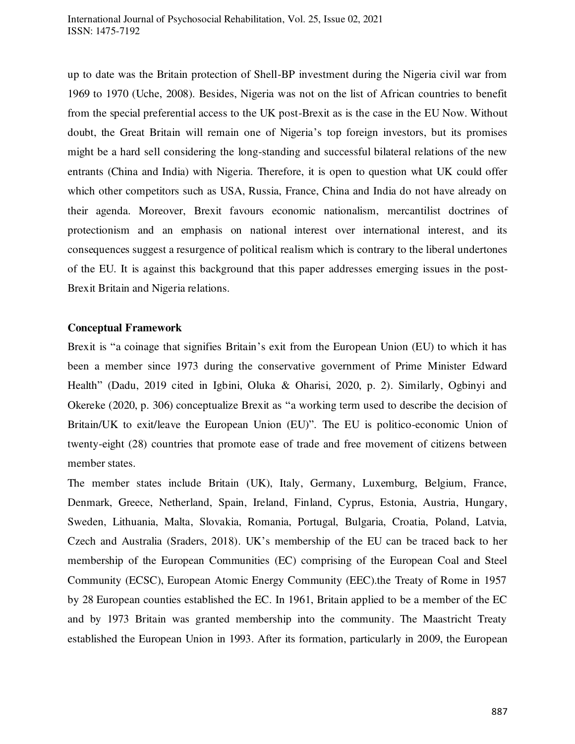up to date was the Britain protection of Shell-BP investment during the Nigeria civil war from 1969 to 1970 (Uche, 2008). Besides, Nigeria was not on the list of African countries to benefit from the special preferential access to the UK post-Brexit as is the case in the EU Now. Without doubt, the Great Britain will remain one of Nigeria's top foreign investors, but its promises might be a hard sell considering the long-standing and successful bilateral relations of the new entrants (China and India) with Nigeria. Therefore, it is open to question what UK could offer which other competitors such as USA, Russia, France, China and India do not have already on their agenda. Moreover, Brexit favours economic nationalism, mercantilist doctrines of protectionism and an emphasis on national interest over international interest, and its consequences suggest a resurgence of political realism which is contrary to the liberal undertones of the EU. It is against this background that this paper addresses emerging issues in the post-Brexit Britain and Nigeria relations.

**Conceptual Framework**

Brexit is "a coinage that signifies Britain's exit from the European Union (EU) to which it has been a member since 1973 during the conservative government of Prime Minister Edward Health" (Dadu, 2019 cited in Igbini, Oluka & Oharisi, 2020, p. 2). Similarly, Ogbinyi and Okereke (2020, p. 306) conceptualize Brexit as "a working term used to describe the decision of Britain/UK to exit/leave the European Union (EU)". The EU is politico-economic Union of twenty-eight (28) countries that promote ease of trade and free movement of citizens between member states.

The member states include Britain (UK), Italy, Germany, Luxemburg, Belgium, France, Denmark, Greece, Netherland, Spain, Ireland, Finland, Cyprus, Estonia, Austria, Hungary, Sweden, Lithuania, Malta, Slovakia, Romania, Portugal, Bulgaria, Croatia, Poland, Latvia, Czech and Australia (Sraders, 2018). UK's membership of the EU can be traced back to her membership of the European Communities (EC) comprising of the European Coal and Steel Community (ECSC), European Atomic Energy Community (EEC).the Treaty of Rome in 1957 by 28 European counties established the EC. In 1961, Britain applied to be a member of the EC and by 1973 Britain was granted membership into the community. The Maastricht Treaty established the European Union in 1993. After its formation, particularly in 2009, the European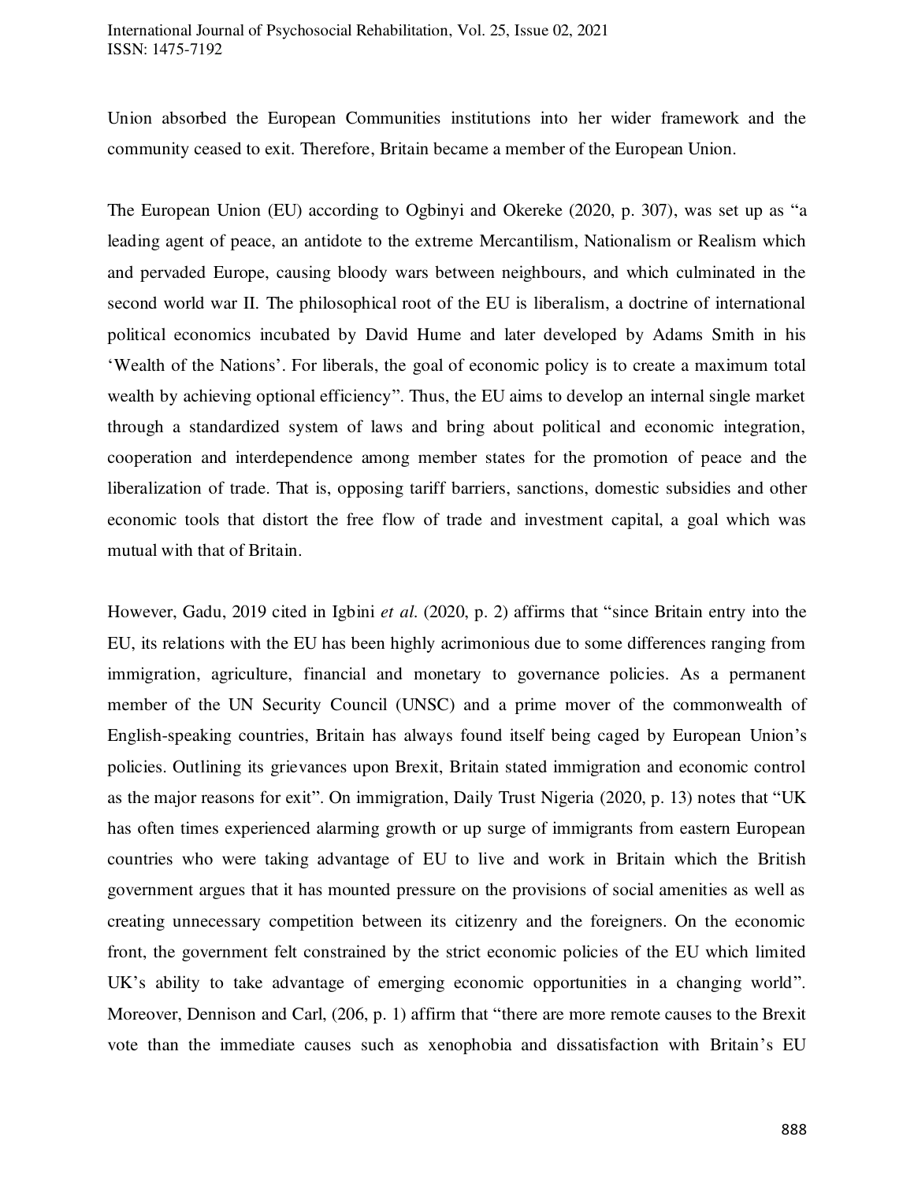Union absorbed the European Communities institutions into her wider framework and the community ceased to exit. Therefore, Britain became a member of the European Union.

The European Union (EU) according to Ogbinyi and Okereke (2020, p. 307), was set up as "a leading agent of peace, an antidote to the extreme Mercantilism, Nationalism or Realism which and pervaded Europe, causing bloody wars between neighbours, and which culminated in the second world war II. The philosophical root of the EU is liberalism, a doctrine of international political economics incubated by David Hume and later developed by Adams Smith in his 'Wealth of the Nations'. For liberals, the goal of economic policy is to create a maximum total wealth by achieving optional efficiency". Thus, the EU aims to develop an internal single market through a standardized system of laws and bring about political and economic integration, cooperation and interdependence among member states for the promotion of peace and the liberalization of trade. That is, opposing tariff barriers, sanctions, domestic subsidies and other economic tools that distort the free flow of trade and investment capital, a goal which was mutual with that of Britain.

However, Gadu, 2019 cited in Igbini *et al.* (2020, p. 2) affirms that "since Britain entry into the EU, its relations with the EU has been highly acrimonious due to some differences ranging from immigration, agriculture, financial and monetary to governance policies. As a permanent member of the UN Security Council (UNSC) and a prime mover of the commonwealth of English-speaking countries, Britain has always found itself being caged by European Union's policies. Outlining its grievances upon Brexit, Britain stated immigration and economic control as the major reasons for exit". On immigration, Daily Trust Nigeria (2020, p. 13) notes that "UK has often times experienced alarming growth or up surge of immigrants from eastern European countries who were taking advantage of EU to live and work in Britain which the British government argues that it has mounted pressure on the provisions of social amenities as well as creating unnecessary competition between its citizenry and the foreigners. On the economic front, the government felt constrained by the strict economic policies of the EU which limited UK's ability to take advantage of emerging economic opportunities in a changing world". Moreover, Dennison and Carl, (206, p. 1) affirm that "there are more remote causes to the Brexit vote than the immediate causes such as xenophobia and dissatisfaction with Britain's EU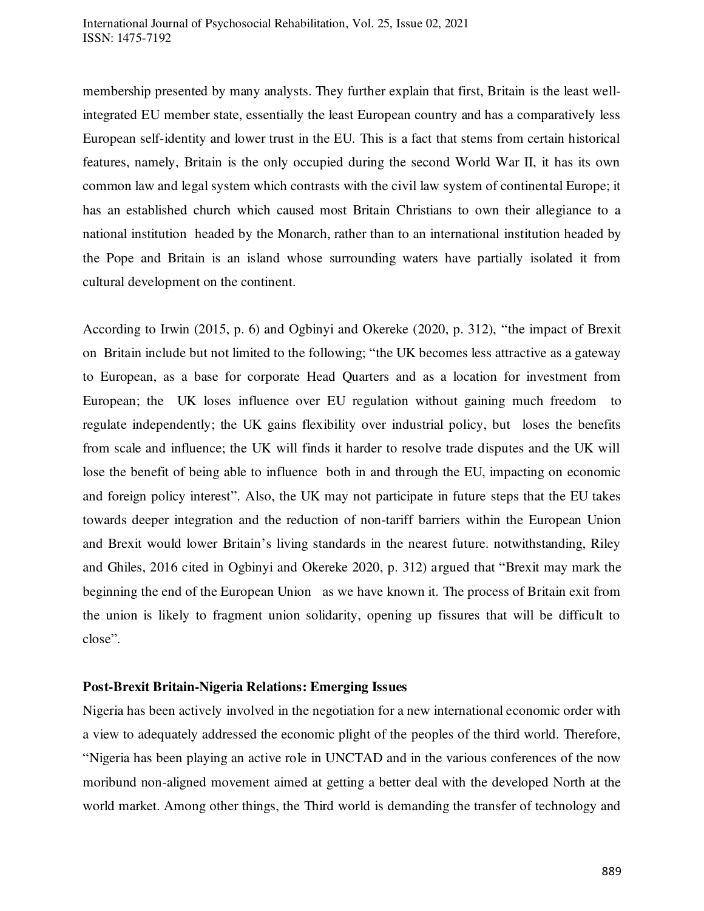membership presented by many analysts. They further explain that first, Britain is the least well-integrated EU member state, essentially the least European country and has a comparatively less European self-identity and lower trust in the EU. This is a fact that stems from certain historical features, namely, Britain is the only occupied during the second World War II, it has its own common law and legal system which contrasts with the civil law system of continental Europe; it has an established church which caused most Britain Christians to own their allegiance to a national institution headed by the Monarch, rather than to an international institution headed by the Pope and Britain is an island whose surrounding waters have partially isolated it from cultural development on the continent.

According to Irwin (2015, p. 6) and Ogbinyi and Okereke (2020, p. 312), "the impact of Brexit on Britain include but not limited to the following; "the UK becomes less attractive as a gateway to European, as a base for corporate Head Quarters and as a location for investment from European; the UK loses influence over EU regulation without gaining much freedom to regulate independently; the UK gains flexibility over industrial policy, but loses the benefits from scale and influence; the UK will finds it harder to resolve trade disputes and the UK will lose the benefit of being able to influence both in and through the EU, impacting on economic and foreign policy interest". Also, the UK may not participate in future steps that the EU takes towards deeper integration and the reduction of non-tariff barriers within the European Union and Brexit would lower Britain's living standards in the nearest future. notwithstanding, Riley and Ghiles, 2016 cited in Ogbinyi and Okereke 2020, p. 312) argued that "Brexit may mark the beginning the end of the European Union as we have known it. The process of Britain exit from the union is likely to fragment union solidarity, opening up fissures that will be difficult to close".

**Post-Brexit Britain-Nigeria Relations: Emerging Issues**

Nigeria has been actively involved in the negotiation for a new international economic order with a view to adequately addressed the economic plight of the peoples of the third world. Therefore, "Nigeria has been playing an active role in UNCTAD and in the various conferences of the now moribund non-aligned movement aimed at getting a better deal with the developed North at the world market. Among other things, the Third world is demanding the transfer of technology and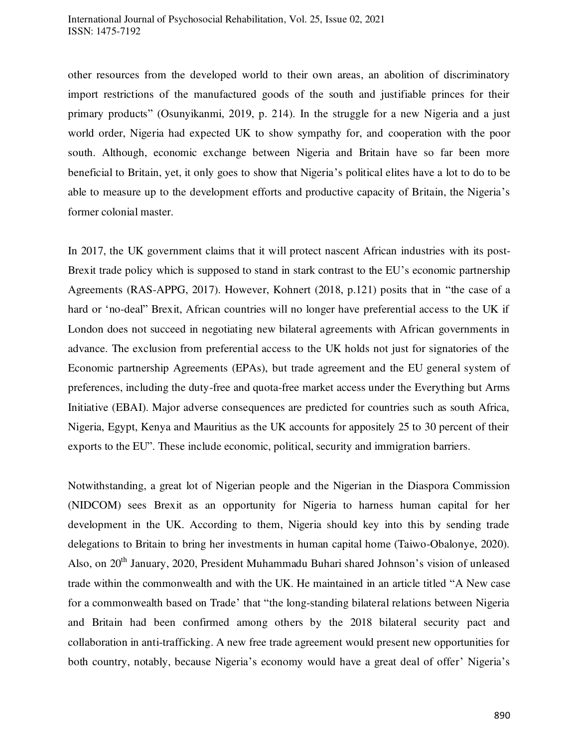other resources from the developed world to their own areas, an abolition of discriminatory import restrictions of the manufactured goods of the south and justifiable princes for their primary products" (Osunyikanmi, 2019, p. 214). In the struggle for a new Nigeria and a just world order, Nigeria had expected UK to show sympathy for, and cooperation with the poor south. Although, economic exchange between Nigeria and Britain have so far been more beneficial to Britain, yet, it only goes to show that Nigeria's political elites have a lot to do to be able to measure up to the development efforts and productive capacity of Britain, the Nigeria's former colonial master.

In 2017, the UK government claims that it will protect nascent African industries with its post-Brexit trade policy which is supposed to stand in stark contrast to the EU's economic partnership Agreements (RAS-APPG, 2017). However, Kohnert (2018, p.121) posits that in "the case of a hard or 'no-deal" Brexit, African countries will no longer have preferential access to the UK if London does not succeed in negotiating new bilateral agreements with African governments in advance. The exclusion from preferential access to the UK holds not just for signatories of the Economic partnership Agreements (EPAs), but trade agreement and the EU general system of preferences, including the duty-free and quota-free market access under the Everything but Arms Initiative (EBAI). Major adverse consequences are predicted for countries such as south Africa, Nigeria, Egypt, Kenya and Mauritius as the UK accounts for appositely 25 to 30 percent of their exports to the EU". These include economic, political, security and immigration barriers.

Notwithstanding, a great lot of Nigerian people and the Nigerian in the Diaspora Commission (NIDCOM) sees Brexit as an opportunity for Nigeria to harness human capital for her development in the UK. According to them, Nigeria should key into this by sending trade delegations to Britain to bring her investments in human capital home (Taiwo-Obalonye, 2020). Also, on 20th January, 2020, President Muhammadu Buhari shared Johnson's vision of unleased trade within the commonwealth and with the UK. He maintained in an article titled "A New case for a commonwealth based on Trade' that "the long-standing bilateral relations between Nigeria and Britain had been confirmed among others by the 2018 bilateral security pact and collaboration in anti-trafficking. A new free trade agreement would present new opportunities for both country, notably, because Nigeria's economy would have a great deal of offer' Nigeria's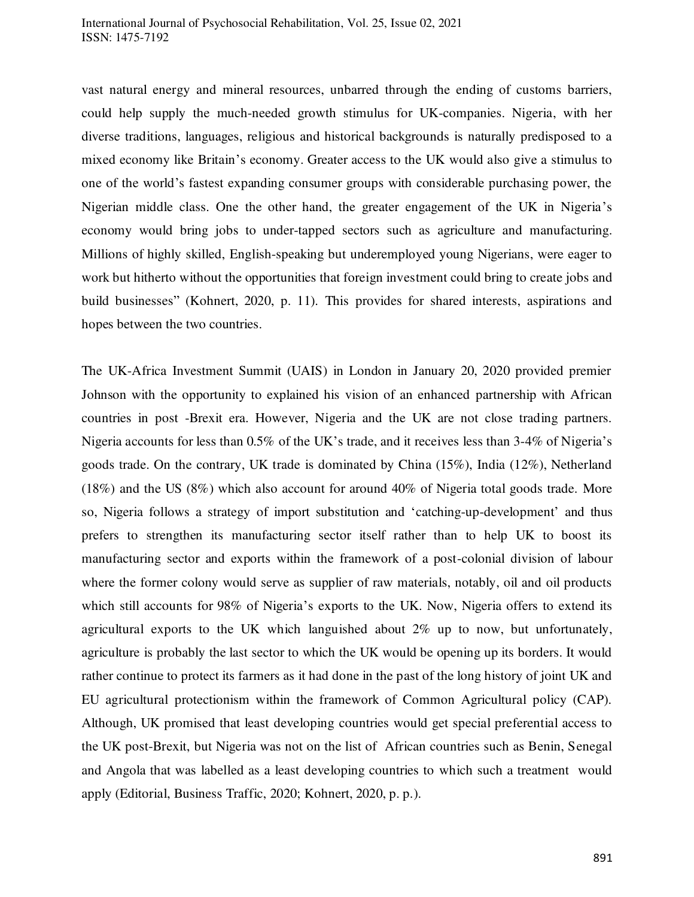vast natural energy and mineral resources, unbarred through the ending of customs barriers, could help supply the much-needed growth stimulus for UK-companies. Nigeria, with her diverse traditions, languages, religious and historical backgrounds is naturally predisposed to a mixed economy like Britain's economy. Greater access to the UK would also give a stimulus to one of the world's fastest expanding consumer groups with considerable purchasing power, the Nigerian middle class. One the other hand, the greater engagement of the UK in Nigeria's economy would bring jobs to under-tapped sectors such as agriculture and manufacturing. Millions of highly skilled, English-speaking but underemployed young Nigerians, were eager to work but hitherto without the opportunities that foreign investment could bring to create jobs and build businesses" (Kohnert, 2020, p. 11). This provides for shared interests, aspirations and hopes between the two countries.

The UK-Africa Investment Summit (UAIS) in London in January 20, 2020 provided premier Johnson with the opportunity to explained his vision of an enhanced partnership with African countries in post -Brexit era. However, Nigeria and the UK are not close trading partners. Nigeria accounts for less than 0.5% of the UK's trade, and it receives less than 3-4% of Nigeria's goods trade. On the contrary, UK trade is dominated by China (15%), India (12%), Netherland (18%) and the US (8%) which also account for around 40% of Nigeria total goods trade. More so, Nigeria follows a strategy of import substitution and 'catching-up-development' and thus prefers to strengthen its manufacturing sector itself rather than to help UK to boost its manufacturing sector and exports within the framework of a post-colonial division of labour where the former colony would serve as supplier of raw materials, notably, oil and oil products which still accounts for 98% of Nigeria's exports to the UK. Now, Nigeria offers to extend its agricultural exports to the UK which languished about 2% up to now, but unfortunately, agriculture is probably the last sector to which the UK would be opening up its borders. It would rather continue to protect its farmers as it had done in the past of the long history of joint UK and EU agricultural protectionism within the framework of Common Agricultural policy (CAP). Although, UK promised that least developing countries would get special preferential access to the UK post-Brexit, but Nigeria was not on the list of African countries such as Benin, Senegal and Angola that was labelled as a least developing countries to which such a treatment would apply (Editorial, Business Traffic, 2020; Kohnert, 2020, p. p.).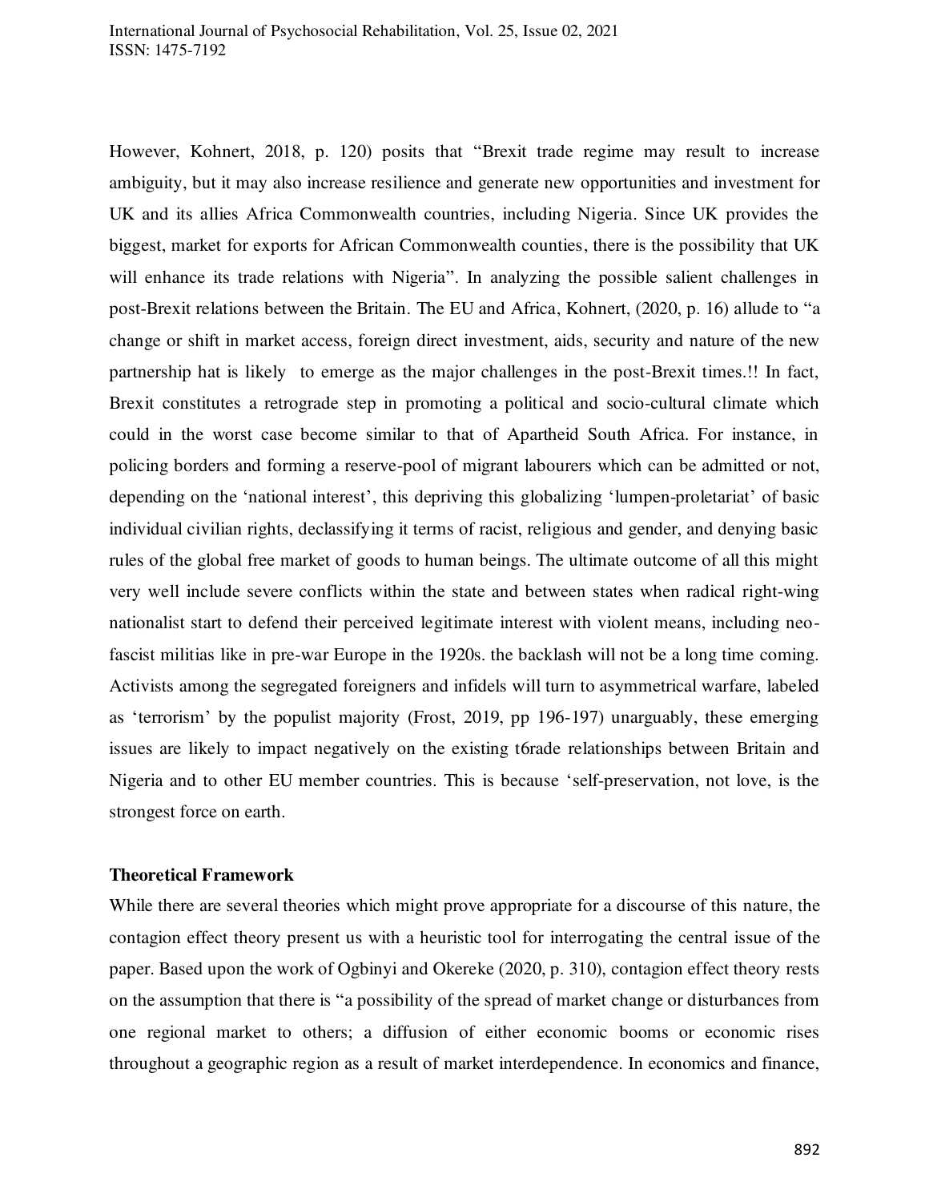However, Kohnert, 2018, p. 120) posits that "Brexit trade regime may result to increase ambiguity, but it may also increase resilience and generate new opportunities and investment for UK and its allies Africa Commonwealth countries, including Nigeria. Since UK provides the biggest, market for exports for African Commonwealth counties, there is the possibility that UK will enhance its trade relations with Nigeria". In analyzing the possible salient challenges in post-Brexit relations between the Britain. The EU and Africa, Kohnert, (2020, p. 16) allude to "a change or shift in market access, foreign direct investment, aids, security and nature of the new partnership hat is likely to emerge as the major challenges in the post-Brexit times.!! In fact, Brexit constitutes a retrograde step in promoting a political and socio-cultural climate which could in the worst case become similar to that of Apartheid South Africa. For instance, in policing borders and forming a reserve-pool of migrant labourers which can be admitted or not, depending on the 'national interest', this depriving this globalizing 'lumpen-proletariat' of basic individual civilian rights, declassifying it terms of racist, religious and gender, and denying basic rules of the global free market of goods to human beings. The ultimate outcome of all this might very well include severe conflicts within the state and between states when radical right-wing nationalist start to defend their perceived legitimate interest with violent means, including neo-fascist militias like in pre-war Europe in the 1920s. the backlash will not be a long time coming. Activists among the segregated foreigners and infidels will turn to asymmetrical warfare, labeled as 'terrorism' by the populist majority (Frost, 2019, pp 196-197) unarguably, these emerging issues are likely to impact negatively on the existing t6rade relationships between Britain and Nigeria and to other EU member countries. This is because 'self-preservation, not love, is the strongest force on earth.

## Theoretical Framework

While there are several theories which might prove appropriate for a discourse of this nature, the contagion effect theory present us with a heuristic tool for interrogating the central issue of the paper. Based upon the work of Ogbinyi and Okereke (2020, p. 310), contagion effect theory rests on the assumption that there is "a possibility of the spread of market change or disturbances from one regional market to others; a diffusion of either economic booms or economic rises throughout a geographic region as a result of market interdependence. In economics and finance,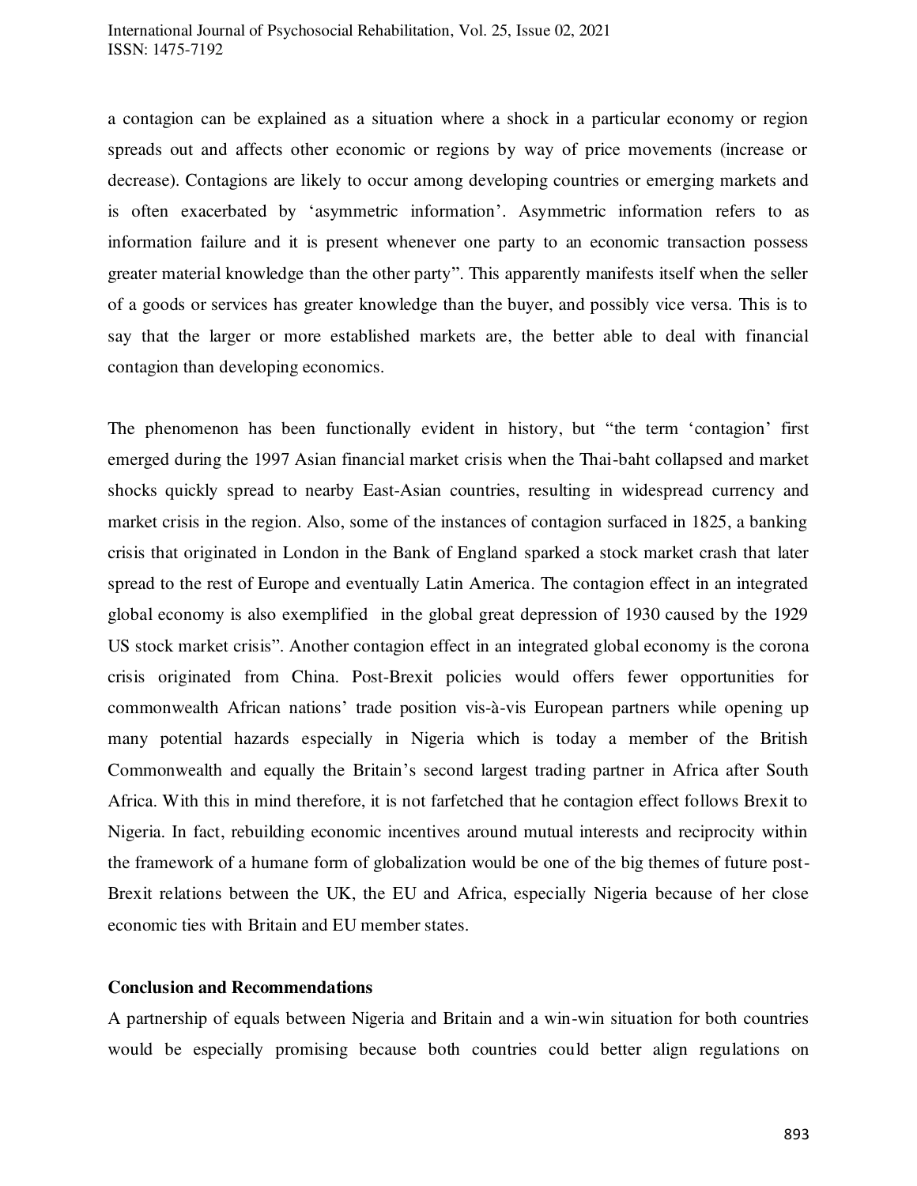a contagion can be explained as a situation where a shock in a particular economy or region spreads out and affects other economic or regions by way of price movements (increase or decrease). Contagions are likely to occur among developing countries or emerging markets and is often exacerbated by 'asymmetric information'. Asymmetric information refers to as information failure and it is present whenever one party to an economic transaction possess greater material knowledge than the other party". This apparently manifests itself when the seller of a goods or services has greater knowledge than the buyer, and possibly vice versa. This is to say that the larger or more established markets are, the better able to deal with financial contagion than developing economics.

The phenomenon has been functionally evident in history, but "the term 'contagion' first emerged during the 1997 Asian financial market crisis when the Thai-baht collapsed and market shocks quickly spread to nearby East-Asian countries, resulting in widespread currency and market crisis in the region. Also, some of the instances of contagion surfaced in 1825, a banking crisis that originated in London in the Bank of England sparked a stock market crash that later spread to the rest of Europe and eventually Latin America. The contagion effect in an integrated global economy is also exemplified in the global great depression of 1930 caused by the 1929 US stock market crisis". Another contagion effect in an integrated global economy is the corona crisis originated from China. Post-Brexit policies would offers fewer opportunities for commonwealth African nations' trade position vis-à-vis European partners while opening up many potential hazards especially in Nigeria which is today a member of the British Commonwealth and equally the Britain's second largest trading partner in Africa after South Africa. With this in mind therefore, it is not farfetched that he contagion effect follows Brexit to Nigeria. In fact, rebuilding economic incentives around mutual interests and reciprocity within the framework of a humane form of globalization would be one of the big themes of future post-Brexit relations between the UK, the EU and Africa, especially Nigeria because of her close economic ties with Britain and EU member states.

**Conclusion and Recommendations**

A partnership of equals between Nigeria and Britain and a win-win situation for both countries would be especially promising because both countries could better align regulations on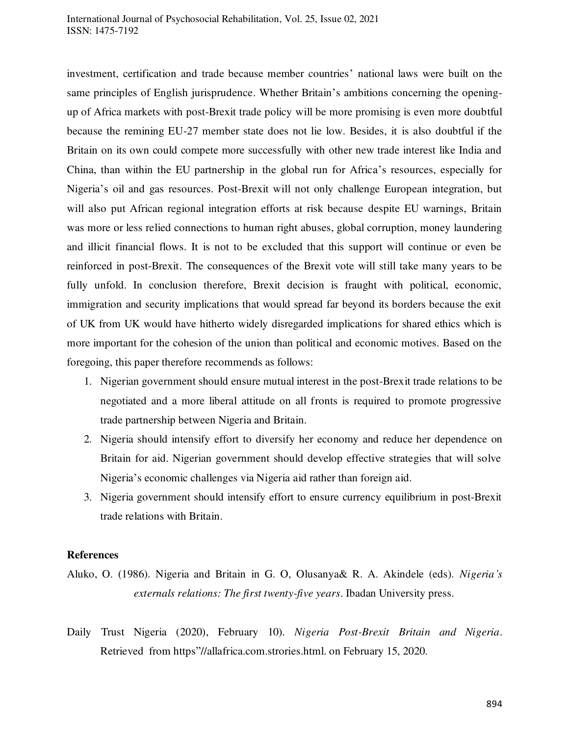investment, certification and trade because member countries' national laws were built on the same principles of English jurisprudence. Whether Britain's ambitions concerning the opening-up of Africa markets with post-Brexit trade policy will be more promising is even more doubtful because the remining EU-27 member state does not lie low. Besides, it is also doubtful if the Britain on its own could compete more successfully with other new trade interest like India and China, than within the EU partnership in the global run for Africa's resources, especially for Nigeria's oil and gas resources. Post-Brexit will not only challenge European integration, but will also put African regional integration efforts at risk because despite EU warnings, Britain was more or less relied connections to human right abuses, global corruption, money laundering and illicit financial flows. It is not to be excluded that this support will continue or even be reinforced in post-Brexit. The consequences of the Brexit vote will still take many years to be fully unfold. In conclusion therefore, Brexit decision is fraught with political, economic, immigration and security implications that would spread far beyond its borders because the exit of UK from UK would have hitherto widely disregarded implications for shared ethics which is more important for the cohesion of the union than political and economic motives. Based on the foregoing, this paper therefore recommends as follows:

1. Nigerian government should ensure mutual interest in the post-Brexit trade relations to be negotiated and a more liberal attitude on all fronts is required to promote progressive trade partnership between Nigeria and Britain.
2. Nigeria should intensify effort to diversify her economy and reduce her dependence on Britain for aid. Nigerian government should develop effective strategies that will solve Nigeria's economic challenges via Nigeria aid rather than foreign aid.
3. Nigeria government should intensify effort to ensure currency equilibrium in post-Brexit trade relations with Britain.

## References

Aluko, O. (1986). Nigeria and Britain in G. O, Olusanya& R. A. Akindele (eds). *Nigeria's externals relations: The first twenty-five years*. Ibadan University press.

Daily Trust Nigeria (2020), February 10). *Nigeria Post-Brexit Britain and Nigeria*. Retrieved from https"//allafrica.com.strories.html. on February 15, 2020.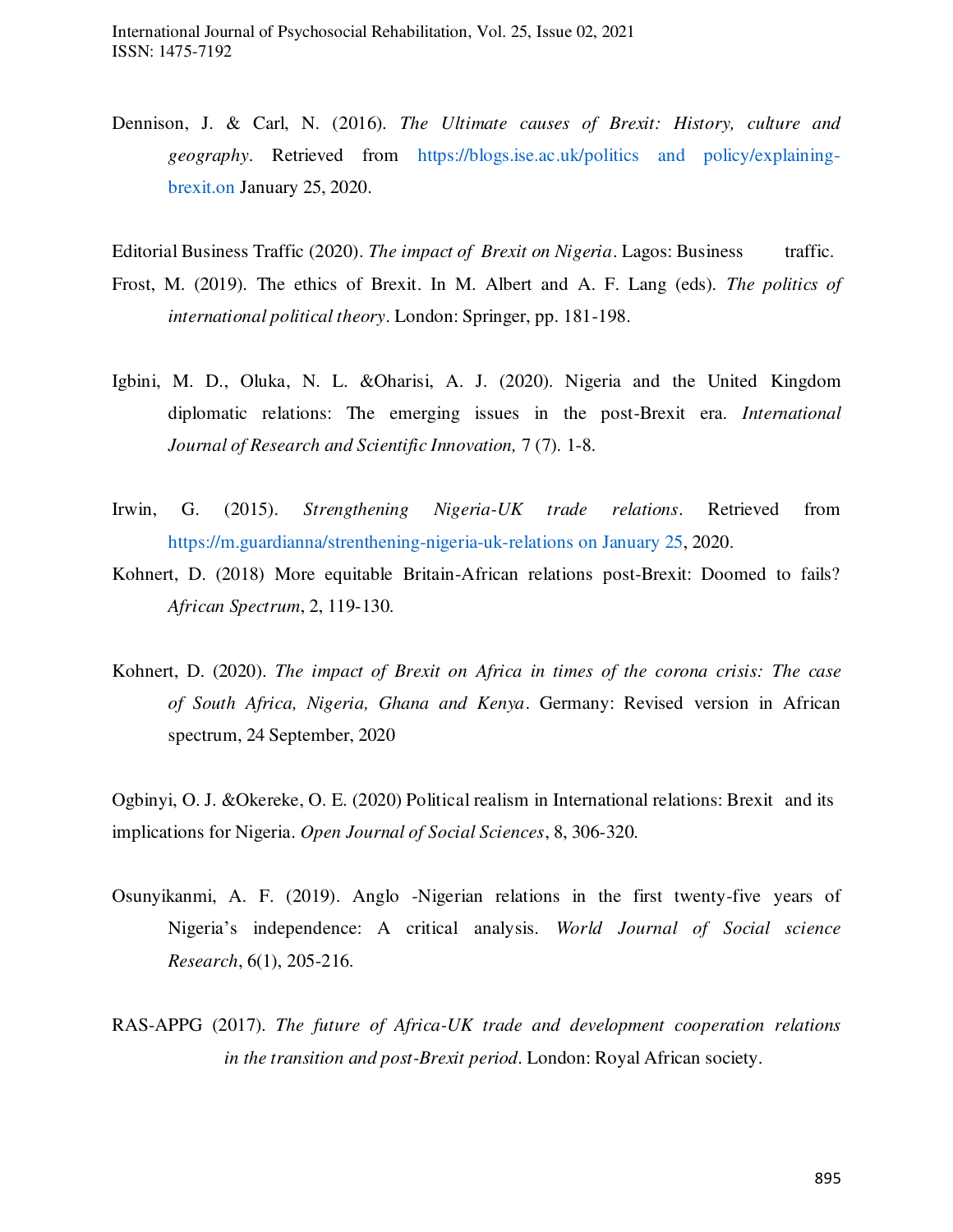Dennison, J. & Carl, N. (2016). *The Ultimate causes of Brexit: History, culture and geography*. Retrieved from https://blogs.ise.ac.uk/politics and policy/explaining-brexit.on January 25, 2020.

Editorial Business Traffic (2020). *The impact of Brexit on Nigeria*. Lagos: Business traffic.

Frost, M. (2019). The ethics of Brexit. In M. Albert and A. F. Lang (eds). *The politics of international political theory*. London: Springer, pp. 181-198.

Igbini, M. D., Oluka, N. L. &Oharisi, A. J. (2020). Nigeria and the United Kingdom diplomatic relations: The emerging issues in the post-Brexit era. *International Journal of Research and Scientific Innovation,* 7 (7). 1-8.

Irwin, G. (2015). *Strengthening Nigeria-UK trade relations*. Retrieved from https://m.guardianna/strenthening-nigeria-uk-relations on January 25, 2020.

Kohnert, D. (2018) More equitable Britain-African relations post-Brexit: Doomed to fails? *African Spectrum*, 2, 119-130.

Kohnert, D. (2020). *The impact of Brexit on Africa in times of the corona crisis: The case of South Africa, Nigeria, Ghana and Kenya*. Germany: Revised version in African spectrum, 24 September, 2020

Ogbinyi, O. J. &Okereke, O. E. (2020) Political realism in International relations: Brexit and its implications for Nigeria. *Open Journal of Social Sciences*, 8, 306-320.

Osunyikanmi, A. F. (2019). Anglo -Nigerian relations in the first twenty-five years of Nigeria's independence: A critical analysis. *World Journal of Social science Research*, 6(1), 205-216.

RAS-APPG (2017). *The future of Africa-UK trade and development cooperation relations in the transition and post-Brexit period*. London: Royal African society.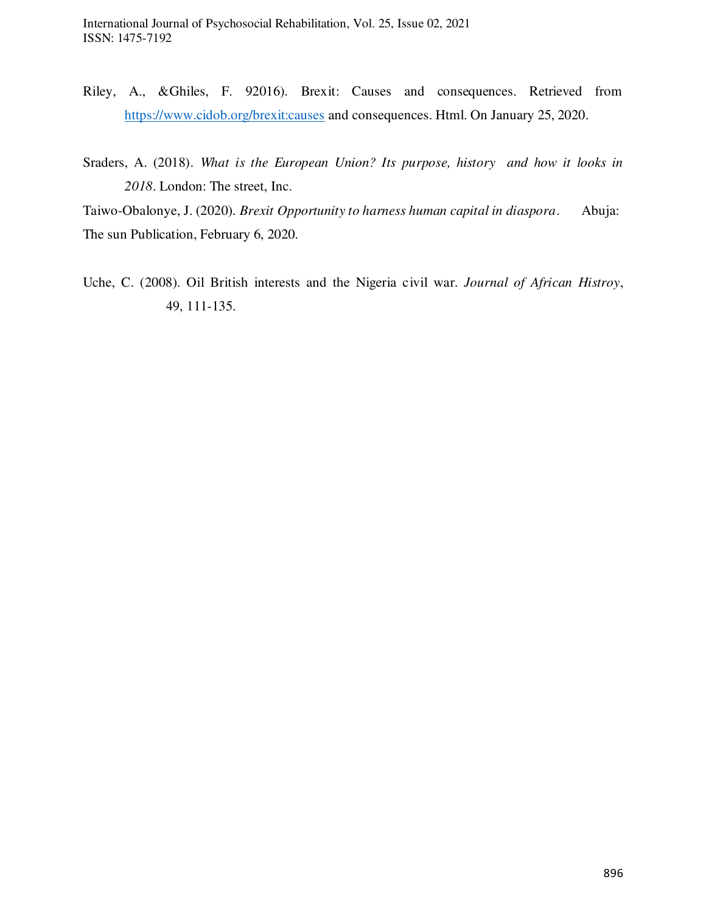Riley, A., &Ghiles, F. 92016). Brexit: Causes and consequences. Retrieved from https://www.cidob.org/brexit:causes and consequences. Html. On January 25, 2020.

Sraders, A. (2018). *What is the European Union? Its purpose, history and how it looks in 2018*. London: The street, Inc.

Taiwo-Obalonye, J. (2020). *Brexit Opportunity to harness human capital in diaspora*. Abuja: The sun Publication, February 6, 2020.

Uche, C. (2008). Oil British interests and the Nigeria civil war. *Journal of African Histroy*, 49, 111-135.